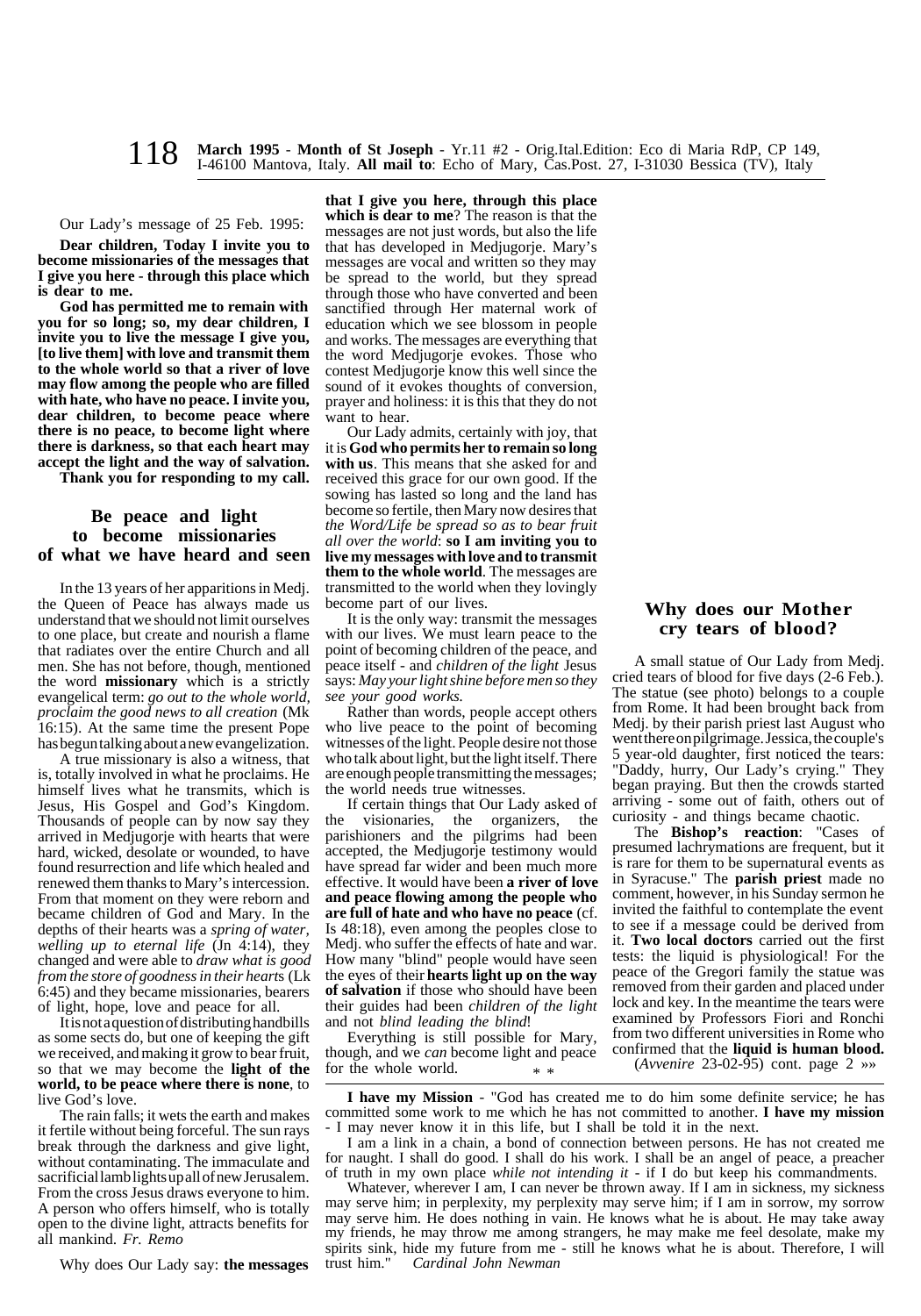**March 1995** - **Month of St Joseph** - Yr.11 #2 - Orig.Ital.Edition: Eco di Maria RdP, CP 149, I-46100 Mantova, Italy. **All mail to**: Echo of Mary, Cas.Post. 27, I-31030 Bessica (TV), Italy

Our Lady's message of 25 Feb. 1995:

**Dear children, Today I invite you to become missionaries of the messages that I give you here - through this place which is dear to me.**

**God has permitted me to remain with you for so long; so, my dear children, I invite you to live the message I give you, [to live them] with love and transmit them to the whole world so that a river of love may flow among the people who are filled with hate, who have no peace. I invite you, dear children, to become peace where there is no peace, to become light where there is darkness, so that each heart may accept the light and the way of salvation.**

**Thank you for responding to my call.**

## Be peace and light to become missionaries of what we have heard and seen

In the 13 years of her apparitions in Medj. the Queen of Peace has always made us understand that we should not limit ourselves to one place, but create and nourish a flame that radiates over the entire Church and all men. She has not before, though, mentioned the word **missionary** which is a strictly evangelical term: *go out to the whole world, proclaim the good news to all creation* (Mk 16:15). At the same time the present Pope has begun talking about a new evangelization.

A true missionary is also a witness, that is, totally involved in what he proclaims. He himself lives what he transmits, which is Jesus, His Gospel and God's Kingdom. Thousands of people can by now say they arrived in Medjugorje with hearts that were hard, wicked, desolate or wounded, to have found resurrection and life which healed and renewed them thanks to Mary's intercession. From that moment on they were reborn and became children of God and Mary. In the depths of their hearts was a *spring of water, welling up to eternal life* (Jn 4:14), they changed and were able to *draw what is good from the store of goodness in their hearts* (Lk 6:45) and they became missionaries, bearers of light, hope, love and peace for all.

It is not a question of distributing handbills as some sects do, but one of keeping the gift we received, and making it grow to bear fruit, so that we may become the **light of the world, to be peace where there is none**, to live God's love.

The rain falls; it wets the earth and makes it fertile without being forceful. The sun rays break through the darkness and give light, without contaminating. The immaculate and sacrificial lamb lights up all of new Jerusalem. From the cross Jesus draws everyone to him. A person who offers himself, who is totally open to the divine light, attracts benefits for all mankind. *Fr. Remo*

Why does Our Lady say: **the messages that I give you here, through this place which is dear to me**? The reason is that the messages are not just words, but also the life that has developed in Medjugorje. Mary's messages are vocal and written so they may be spread to the world, but they spread through those who have converted and been sanctified through Her maternal work of education which we see blossom in people and works. The messages are everything that the word Medjugorje evokes. Those who contest Medjugorje know this well since the sound of it evokes thoughts of conversion, prayer and holiness: it is this that they do not want to hear.

Our Lady admits, certainly with joy, that it is **God who permits her to remain so long with us**. This means that she asked for and received this grace for our own good. If the sowing has lasted so long and the land has become so fertile, then Mary now desires that *the Word/Life be spread so as to bear fruit all over the world*: **so I am inviting you to live my messages with love and to transmit them to the whole world**. The messages are transmitted to the world when they lovingly become part of our lives.

It is the only way: transmit the messages with our lives. We must learn peace to the point of becoming children of the peace, and peace itself - and *children of the light* Jesus says: *May your light shine before men so they see your good works.*

Rather than words, people accept others who live peace to the point of becoming witnesses of the light. People desire not those who talk about light, but the light itself. There are enough people transmitting the messages; the world needs true witnesses.

If certain things that Our Lady asked of the visionaries, the organizers, the parishioners and the pilgrims had been accepted, the Medjugorje testimony would have spread far wider and been much more effective. It would have been **a river of love and peace flowing among the people who are full of hate and who have no peace** (cf. Is 48:18), even among the peoples close to Medj. who suffer the effects of hate and war. How many "blind" people would have seen the eyes of their **hearts light up on the way of salvation** if those who should have been their guides had been *children of the light* and not *blind leading the blind*!

Everything is still possible for Mary, though, and we *can* become light and peace for the whole world.

\* \*

## Why does our Mother cry tears of blood?

A small statue of Our Lady from Medj. cried tears of blood for five days (2-6 Feb.). The statue (see photo) belongs to a couple from Rome. It had been brought back from Medj. by their parish priest last August who went there on pilgrimage. Jessica, the couple's 5 year-old daughter, first noticed the tears: "Daddy, hurry, Our Lady's crying." They began praying. But then the crowds started arriving - some out of faith, others out of curiosity - and things became chaotic.

The **Bishop's reaction**: "Cases of presumed lachrymations are frequent, but it is rare for them to be supernatural events as in Syracuse." The **parish priest** made no comment, however, in his Sunday sermon he invited the faithful to contemplate the event to see if a message could be derived from it. **Two local doctors** carried out the first tests: the liquid is physiological! For the peace of the Gregori family the statue was removed from their garden and placed under lock and key. In the meantime the tears were examined by Professors Fiori and Ronchi from two different universities in Rome who confirmed that the **liquid is human blood.**

(*Avvenire* 23-02-95) cont. page 2 »»

---

**I have my Mission** - "God has created me to do him some definite service; he has committed some work to me which he has not committed to another. **I have my mission** - I may never know it in this life, but I shall be told it in the next.

I am a link in a chain, a bond of connection between persons. He has not created me for naught. I shall do good. I shall do his work. I shall be an angel of peace, a preacher of truth in my own place *while not intending it* - if I do but keep his commandments.

Whatever, wherever I am, I can never be thrown away. If I am in sickness, my sickness may serve him; in perplexity, my perplexity may serve him; if I am in sorrow, my sorrow may serve him. He does nothing in vain. He knows what he is about. He may take away my friends, he may throw me among strangers, he may make me feel desolate, make my spirits sink, hide my future from me - still he knows what he is about. Therefore, I will trust him." *Cardinal John Newman*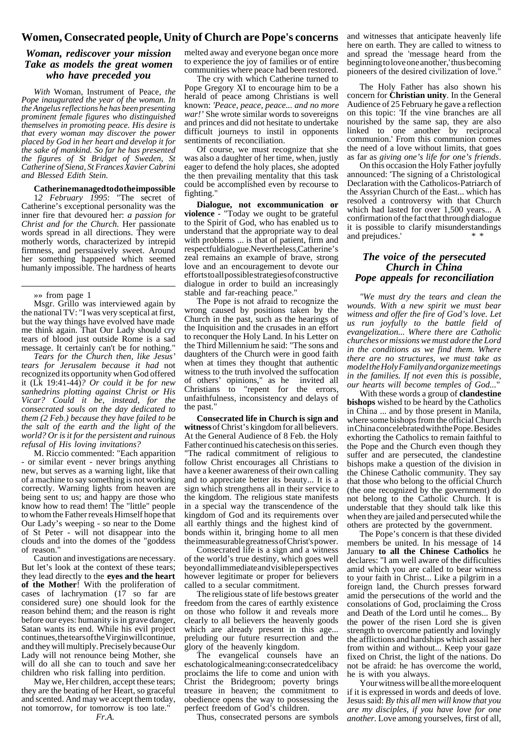## Women, Consecrated people, Unity of Church are Pope's concerns

### *Woman, rediscover your mission Take as models the great women who have preceded you*

*With* Woman, Instrument of Peace*, the Pope inaugurated the year of the woman. In the Angelus reflections he has been presenting prominent female figures who distinguished themselves in promoting peace. His desire is that every woman may discover the power placed by God in her heart and develop it for the sake of mankind. So far he has presented the figures of St Bridget of Sweden, St Catherine of Siena, St Frances Xavier Cabrini and Blessed Edith Stein.*

**Catherine managed to do the impossible**

1*2 February 1995*: "The secret of Catherine's exceptional personality was the inner fire that devoured her: *a passion for Christ and for the Church.* Her passionate words spread in all directions. They were motherly words, characterized by intrepid firmness, and persuasively sweet. Around her something happened which seemed humanly impossible. The hardness of hearts melted away and everyone began once more to experience the joy of families or of entire communities where peace had been restored.

The cry with which Catherine turned to Pope Gregory XI to encourage him to be a herald of peace among Christians is well known: *'Peace, peace, peace... and no more war!'* She wrote similar words to sovereigns and princes and did not hesitate to undertake difficult journeys to instil in opponents sentiments of reconciliation.

Of course, we must recognize that she was also a daughter of her time, when, justly eager to defend the holy places, she adopted the then prevailing mentality that this task could be accomplished even by recourse to fighting."

**Dialogue, not excommunication or violence** - "Today we ought to be grateful to the Spirit of God, who has enabled us to understand that the appropriate way to deal with problems ... is that of patient, firm and respectful dialogue. Nevertheless, Catherine's zeal remains an example of brave, strong love and an encouragement to devote our efforts to all possible strategies of constructive dialogue in order to build an increasingly stable and far-reaching peace."

The Pope is not afraid to recognize the wrong caused by positions taken by the Church in the past, such as the hearings of the Inquisition and the crusades in an effort to reconquer the Holy Land. In his Letter on the Third Millennium he said: "The sons and daughters of the Church were in good faith when at times they thought that authentic witness to the truth involved the suffocation of others' opinions," as he invited all Christians to "repent for the errors, unfaithfulness, inconsistency and delays of the past."

**Consecrated life in Church is sign and witness** of Christ's kingdom for all believers. At the General Audience of 8 Feb. the Holy Father continued his catechesis on this series. "The radical commitment of religious to follow Christ encourages all Christians to have a keener awareness of their own calling and to appreciate better its beauty... It is a sign which strengthens all in their service to the kingdom. The religious state manifests in a special way the transcendence of the kingdom of God and its requirements over all earthly things and the highest kind of bonds within it, bringing home to all men the immeasurable greatness of Christ's power.

Consecrated life is a sign and a witness of the world's true destiny, which goes well beyond all immediate and visible perspectives however legitimate or proper for believers called to a secular commitment.

The religious state of life bestows greater freedom from the cares of earthly existence on those who follow it and reveals more clearly to all believers the heavenly goods which are already present in this age... preluding our future resurrection and the glory of the heavenly kingdom.

The evangelical counsels have an eschatological meaning: consecrated celibacy proclaims the life to come and union with Christ the Bridegroom; poverty brings treasure in heaven; the commitment to obedience opens the way to possessing the perfect freedom of God's children.

Thus, consecrated persons are symbols and witnesses that anticipate heavenly life here on earth. They are called to witness to and spread the 'message heard from the beginning to love one another,' thus becoming pioneers of the desired civilization of love."

The Holy Father has also shown his concern for **Christian unity**. In the General Audience of 25 February he gave a reflection on this topic: 'If the vine branches are all nourished by the same sap, they are also linked to one another by reciprocal communion.' From this communion comes the need of a love without limits, that goes as far as *giving one's life for one's friends*.

On this occasion the Holy Father joyfully announced: 'The signing of a Christological Declaration with the Catholicos-Patriarch of the Assyrian Church of the East... which has resolved a controversy with that Church which had lasted for over 1,500 years... A confirmation of the fact that through dialogue it is possible to clarify misunderstandings and prejudices.' * *

---

»» from page 1

Msgr. Grillo was interviewed again by the national TV: "I was very sceptical at first, but the way things have evolved have made me think again. That Our Lady should cry tears of blood just outside Rome is a sad message. It certainly can't be for nothing."

*Tears for the Church then, like Jesus' tears for Jerusalem because it had* not recognized its opportunity when God offered it (Lk 19:41-44)*? Or could it be for new sanhedrins plotting against Christ or His Vicar? Could it be, instead, for the consecrated souls on the day dedicated to them (2 Feb.) because they have failed to be the salt of the earth and the light of the world? Or is it for the persistent and ruinous refusal of His loving invitations?*

M. Riccio commented: "Each apparition - or similar event - never brings anything new, but serves as a warning light, like that of a machine to say something is not working correctly. Warning lights from heaven are being sent to us; and happy are those who know how to read them! The "little" people to whom the Father reveals Himself hope that Our Lady's weeping - so near to the Dome of St Peter - will not disappear into the clouds and into the domes of the "goddess of reason."

Caution and investigations are necessary. But let's look at the context of these tears; they lead directly to the **eyes and the heart of the Mother**! With the proliferation of cases of lachrymation (17 so far are considered sure) one should look for the reason behind them; and the reason is right before our eyes: humanity is in grave danger, Satan wants its end. While his evil project continues, the tears of the Virgin will continue, and they will multiply. Precisely because Our Lady will not renounce being Mother, she will do all she can to touch and save her children who risk falling into perdition.

May we, Her children, accept these tears; they are the beating of her Heart, so graceful and scented. And may we accept them today, not tomorrow, for tomorrow is too late."

*Fr.A.*

---

### *The voice of the persecuted Church in China Pope appeals for reconciliation*

*"We must dry the tears and clean the wounds. With a new spirit we must bear witness and offer the fire of God's love. Let us run joyfully to the battle field of evangelization... Where there are Catholic churches or missions we must adore the Lord in the conditions as we find them. Where there are no structures, we must take as model the Holy Family and organize meetings in the families. If not even this is possible, our hearts will become temples of God..."*

With these words a group of **clandestine bishops** wished to be heard by the Catholics in China ... and by those present in Manila, where some bishops from the official Church in China concelebrated with the Pope. Besides exhorting the Catholics to remain faithful to the Pope and the Church even though they suffer and are persecuted, the clandestine bishops make a question of the division in the Chinese Catholic community. They say that those who belong to the official Church (the one recognized by the government) do not belong to the Catholic Church. It is understable that they should talk like this when they are jailed and persecuted while the others are protected by the government.

The Pope's concern is that these divided members be united. In his message of 14 January **to all the Chinese Catholics** he declares: "I am well aware of the difficulties amid which you are called to bear witness to your faith in Christ... Like a pilgrim in a foreign land, the Church presses forward amid the persecutions of the world and the consolations of God, proclaiming the Cross and Death of the Lord until he comes... By the power of the risen Lord she is given strength to overcome patiently and lovingly the afflictions and hardships which assail her from within and without... Keep your gaze fixed on Christ, the light of the nations. Do not be afraid: he has overcome the world, he is with you always.

Your witness will be all the more eloquent if it is expressed in words and deeds of love. Jesus said: *By this all men will know that you are my disciples, if you have love for one another.* Love among yourselves, first of all,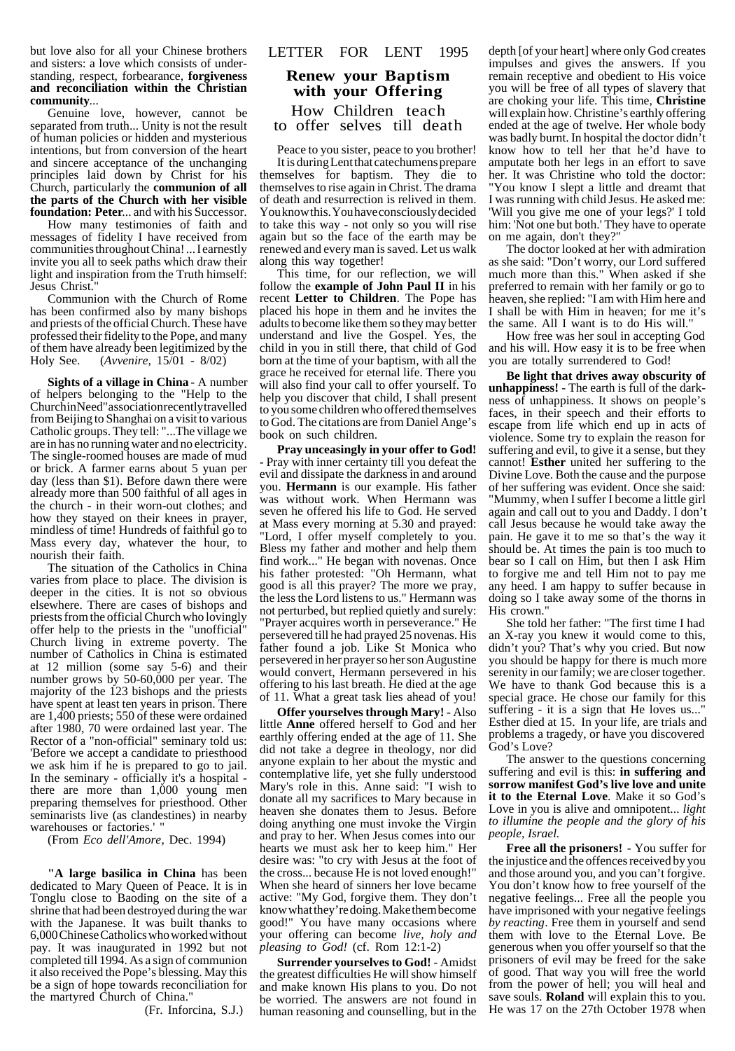but love also for all your Chinese brothers and sisters: a love which consists of understanding, respect, forbearance, **forgiveness and reconciliation within the Christian community**...

Genuine love, however, cannot be separated from truth... Unity is not the result of human policies or hidden and mysterious intentions, but from conversion of the heart and sincere acceptance of the unchanging principles laid down by Christ for his Church, particularly the **communion of all the parts of the Church with her visible foundation: Peter**... and with his Successor.

How many testimonies of faith and messages of fidelity I have received from communities throughout China! ... I earnestly invite you all to seek paths which draw their light and inspiration from the Truth himself: Jesus Christ."

Communion with the Church of Rome has been confirmed also by many bishops and priests of the official Church. These have professed their fidelity to the Pope, and many of them have already been legitimized by the Holy See. (*Avvenire*, 15/01 - 8/02)

**Sights of a village in China** - A number of helpers belonging to the "Help to the Church in Need" association recently travelled from Beijing to Shanghai on a visit to various Catholic groups. They tell: "...The village we are in has no running water and no electricity. The single-roomed houses are made of mud or brick. A farmer earns about 5 yuan per day (less than $1). Before dawn there were already more than 500 faithful of all ages in the church - in their worn-out clothes; and how they stayed on their knees in prayer, mindless of time! Hundreds of faithful go to Mass every day, whatever the hour, to nourish their faith.

The situation of the Catholics in China varies from place to place. The division is deeper in the cities. It is not so obvious elsewhere. There are cases of bishops and priests from the official Church who lovingly offer help to the priests in the "unofficial" Church living in extreme poverty. The number of Catholics in China is estimated at 12 million (some say 5-6) and their number grows by 50-60,000 per year. The majority of the 123 bishops and the priests have spent at least ten years in prison. There are 1,400 priests; 550 of these were ordained after 1980, 70 were ordained last year. The Rector of a "non-official" seminary told us: 'Before we accept a candidate to priesthood we ask him if he is prepared to go to jail. In the seminary - officially it's a hospital - there are more than 1,000 young men preparing themselves for priesthood. Other seminarists live (as clandestines) in nearby warehouses or factories.' "

(From *Eco dell'Amore*, Dec. 1994)

**"A large basilica in China** has been dedicated to Mary Queen of Peace. It is in Tonglu close to Baoding on the site of a shrine that had been destroyed during the war with the Japanese. It was built thanks to 6,000 Chinese Catholics who worked without pay. It was inaugurated in 1992 but not completed till 1994. As a sign of communion it also received the Pope's blessing. May this be a sign of hope towards reconciliation for the martyred Church of China."

(Fr. Inforcina, S.J.)

LETTER FOR LENT 1995

## Renew your Baptism with your Offering

### How Children teach to offer selves till death

Peace to you sister, peace to you brother!

It is during Lent that catechumens prepare themselves for baptism. They die to themselves to rise again in Christ. The drama of death and resurrection is relived in them. You know this. You have consciously decided to take this way - not only so you will rise again but so the face of the earth may be renewed and every man is saved. Let us walk along this way together!

This time, for our reflection, we will follow the **example of John Paul II** in his recent **Letter to Children**. The Pope has placed his hope in them and he invites the adults to become like them so they may better understand and live the Gospel. Yes, the child in you in still there, that child of God born at the time of your baptism, with all the grace he received for eternal life. There you will also find your call to offer yourself. To help you discover that child, I shall present to you some children who offered themselves to God. The citations are from Daniel Ange's book on such children.

**Pray unceasingly in your offer to God!** - Pray with inner certainty till you defeat the evil and dissipate the darkness in and around you. **Hermann** is our example. His father was without work. When Hermann was seven he offered his life to God. He served at Mass every morning at 5.30 and prayed: "Lord, I offer myself completely to you. Bless my father and mother and help them find work..." He began with novenas. Once his father protested: "Oh Hermann, what good is all this prayer? The more we pray, the less the Lord listens to us." Hermann was not perturbed, but replied quietly and surely: "Prayer acquires worth in perseverance." He persevered till he had prayed 25 novenas. His father found a job. Like St Monica who persevered in her prayer so her son Augustine would convert, Hermann persevered in his offering to his last breath. He died at the age of 11. What a great task lies ahead of you!

**Offer yourselves through Mary!** - Also little **Anne** offered herself to God and her earthly offering ended at the age of 11. She did not take a degree in theology, nor did anyone explain to her about the mystic and contemplative life, yet she fully understood Mary's role in this. Anne said: "I wish to donate all my sacrifices to Mary because in heaven she donates them to Jesus. Before doing anything one must invoke the Virgin and pray to her. When Jesus comes into our hearts we must ask her to keep him." Her desire was: "to cry with Jesus at the foot of the cross... because He is not loved enough!" When she heard of sinners her love became active: "My God, forgive them. They don't know what they're doing. Make them become good!" You have many occasions where your offering can become *live, holy and pleasing to God!* (cf. Rom 12:1-2)

**Surrender yourselves to God!** - Amidst the greatest difficulties He will show himself and make known His plans to you. Do not be worried. The answers are not found in human reasoning and counselling, but in the depth [of your heart] where only God creates impulses and gives the answers. If you remain receptive and obedient to His voice you will be free of all types of slavery that are choking your life. This time, **Christine** will explain how. Christine's earthly offering ended at the age of twelve. Her whole body was badly burnt. In hospital the doctor didn't know how to tell her that he'd have to amputate both her legs in an effort to save her. It was Christine who told the doctor: "You know I slept a little and dreamt that I was running with child Jesus. He asked me: 'Will you give me one of your legs?' I told him: 'Not one but both.' They have to operate on me again, don't they?"

The doctor looked at her with admiration as she said: "Don't worry, our Lord suffered much more than this." When asked if she preferred to remain with her family or go to heaven, she replied: "I am with Him here and I shall be with Him in heaven; for me it's the same. All I want is to do His will."

How free was her soul in accepting God and his will. How easy it is to be free when you are totally surrendered to God!

**Be light that drives away obscurity of unhappiness!** - The earth is full of the darkness of unhappiness. It shows on people's faces, in their speech and their efforts to escape from life which end up in acts of violence. Some try to explain the reason for suffering and evil, to give it a sense, but they cannot! **Esther** united her suffering to the Divine Love. Both the cause and the purpose of her suffering was evident. Once she said: "Mummy, when I suffer I become a little girl again and call out to you and Daddy. I don't call Jesus because he would take away the pain. He gave it to me so that's the way it should be. At times the pain is too much to bear so I call on Him, but then I ask Him to forgive me and tell Him not to pay me any heed. I am happy to suffer because in doing so I take away some of the thorns in His crown."

She told her father: "The first time I had an X-ray you knew it would come to this, didn't you? That's why you cried. But now you should be happy for there is much more serenity in our family; we are closer together. We have to thank God because this is a special grace. He chose our family for this suffering - it is a sign that He loves us..." Esther died at 15. In your life, are trials and problems a tragedy, or have you discovered God's Love?

The answer to the questions concerning suffering and evil is this: **in suffering and sorrow manifest God's live love and unite it to the Eternal Love**. Make it so God's Love in you is alive and omnipotent... *light to illumine the people and the glory of his people, Israel.*

**Free all the prisoners!** - You suffer for the injustice and the offences received by you and those around you, and you can't forgive. You don't know how to free yourself of the negative feelings... Free all the people you have imprisoned with your negative feelings *by reacting*. Free them in yourself and send them with love to the Eternal Love. Be generous when you offer yourself so that the prisoners of evil may be freed for the sake of good. That way you will free the world from the power of hell; you will heal and save souls. **Roland** will explain this to you. He was 17 on the 27th October 1978 when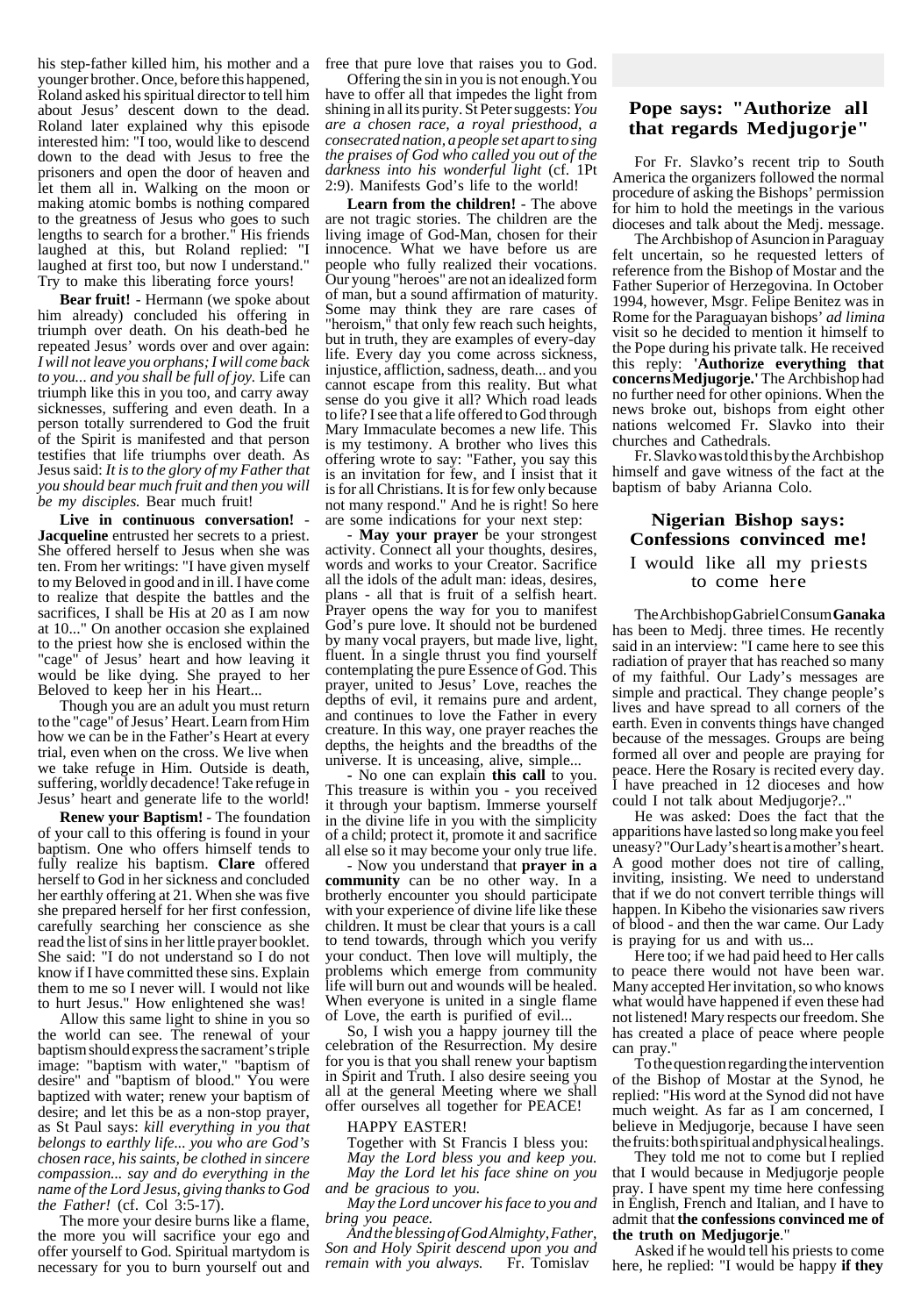his step-father killed him, his mother and a younger brother. Once, before this happened, Roland asked his spiritual director to tell him about Jesus' descent down to the dead. Roland later explained why this episode interested him: "I too, would like to descend down to the dead with Jesus to free the prisoners and open the door of heaven and let them all in. Walking on the moon or making atomic bombs is nothing compared to the greatness of Jesus who goes to such lengths to search for a brother." His friends laughed at this, but Roland replied: "I laughed at first too, but now I understand." Try to make this liberating force yours!

**Bear fruit!** - Hermann (we spoke about him already) concluded his offering in triumph over death. On his death-bed he repeated Jesus' words over and over again: *I will not leave you orphans; I will come back to you... and you shall be full of joy.* Life can triumph like this in you too, and carry away sicknesses, suffering and even death. In a person totally surrendered to God the fruit of the Spirit is manifested and that person testifies that life triumphs over death. As Jesus said: *It is to the glory of my Father that you should bear much fruit and then you will be my disciples.* Bear much fruit!

**Live in continuous conversation!** - **Jacqueline** entrusted her secrets to a priest. She offered herself to Jesus when she was ten. From her writings: "I have given myself to my Beloved in good and in ill. I have come to realize that despite the battles and the sacrifices, I shall be His at 20 as I am now at 10..." On another occasion she explained to the priest how she is enclosed within the "cage" of Jesus' heart and how leaving it would be like dying. She prayed to her Beloved to keep her in his Heart...

Though you are an adult you must return to the "cage" of Jesus' Heart. Learn from Him how we can be in the Father's Heart at every trial, even when on the cross. We live when we take refuge in Him. Outside is death, suffering, worldly decadence! Take refuge in Jesus' heart and generate life to the world!

**Renew your Baptism!** - The foundation of your call to this offering is found in your baptism. One who offers himself tends to fully realize his baptism. **Clare** offered herself to God in her sickness and concluded her earthly offering at 21. When she was five she prepared herself for her first confession, carefully searching her conscience as she read the list of sins in her little prayer booklet. She said: "I do not understand so I do not know if I have committed these sins. Explain them to me so I never will. I would not like to hurt Jesus." How enlightened she was!

Allow this same light to shine in you so the world can see. The renewal of your baptism should express the sacrament's triple image: "baptism with water," "baptism of desire" and "baptism of blood." You were baptized with water; renew your baptism of desire; and let this be as a non-stop prayer, as St Paul says: *kill everything in you that belongs to earthly life... you who are God's chosen race, his saints, be clothed in sincere compassion... say and do everything in the name of the Lord Jesus, giving thanks to God the Father!* (cf. Col 3:5-17).

The more your desire burns like a flame, the more you will sacrifice your ego and offer yourself to God. Spiritual martydom is necessary for you to burn yourself out and free that pure love that raises you to God.

Offering the sin in you is not enough. You have to offer all that impedes the light from shining in all its purity. St Peter suggests: *You are a chosen race, a royal priesthood, a consecrated nation, a people set apart to sing the praises of God who called you out of the darkness into his wonderful light* (cf. 1Pt 2:9). Manifests God's life to the world!

**Learn from the children!** - The above are not tragic stories. The children are the living image of God-Man, chosen for their innocence. What we have before us are people who fully realized their vocations. Our young "heroes" are not an idealized form of man, but a sound affirmation of maturity. Some may think they are rare cases of "heroism," that only few reach such heights, but in truth, they are examples of every-day life. Every day you come across sickness, injustice, affliction, sadness, death... and you cannot escape from this reality. But what sense do you give it all? Which road leads to life? I see that a life offered to God through Mary Immaculate becomes a new life. This is my testimony. A brother who lives this offering wrote to say: "Father, you say this is an invitation for few, and I insist that it is for all Christians. It is for few only because not many respond." And he is right! So here are some indications for your next step:

- **May your prayer** be your strongest activity. Connect all your thoughts, desires, words and works to your Creator. Sacrifice all the idols of the adult man: ideas, desires, plans - all that is fruit of a selfish heart. Prayer opens the way for you to manifest God's pure love. It should not be burdened by many vocal prayers, but made live, light, fluent. In a single thrust you find yourself contemplating the pure Essence of God. This prayer, united to Jesus' Love, reaches the depths of evil, it remains pure and ardent, and continues to love the Father in every creature. In this way, one prayer reaches the depths, the heights and the breadths of the universe. It is unceasing, alive, simple...

- No one can explain **this call** to you. This treasure is within you - you received it through your baptism. Immerse yourself in the divine life in you with the simplicity of a child; protect it, promote it and sacrifice all else so it may become your only true life.

- Now you understand that **prayer in a community** can be no other way. In a brotherly encounter you should participate with your experience of divine life like these children. It must be clear that yours is a call to tend towards, through which you verify your conduct. Then love will multiply, the problems which emerge from community life will burn out and wounds will be healed. When everyone is united in a single flame of Love, the earth is purified of evil...

So, I wish you a happy journey till the celebration of the Resurrection. My desire for you is that you shall renew your baptism in Spirit and Truth. I also desire seeing you all at the general Meeting where we shall offer ourselves all together for PEACE!

HAPPY EASTER!

Together with St Francis I bless you:
*May the Lord bless you and keep you.*
*May the Lord let his face shine on you and be gracious to you.*
*May the Lord uncover his face to you and bring you peace.*
*And the blessing of God Almighty, Father, Son and Holy Spirit descend upon you and remain with you always.* Fr. Tomislav

## Pope says: "Authorize all that regards Medjugorje"

For Fr. Slavko's recent trip to South America the organizers followed the normal procedure of asking the Bishops' permission for him to hold the meetings in the various dioceses and talk about the Medj. message.

The Archbishop of Asuncion in Paraguay felt uncertain, so he requested letters of reference from the Bishop of Mostar and the Father Superior of Herzegovina. In October 1994, however, Msgr. Felipe Benitez was in Rome for the Paraguayan bishops' *ad limina* visit so he decided to mention it himself to the Pope during his private talk. He received this reply: **'Authorize everything that concerns Medjugorje.'** The Archbishop had no further need for other opinions. When the news broke out, bishops from eight other nations welcomed Fr. Slavko into their churches and Cathedrals.

Fr. Slavko was told this by the Archbishop himself and gave witness of the fact at the baptism of baby Arianna Colo.

## Nigerian Bishop says: Confessions convinced me!

### I would like all my priests to come here

The Archbishop Gabriel Consum **Ganaka** has been to Medj. three times. He recently said in an interview: "I came here to see this radiation of prayer that has reached so many of my faithful. Our Lady's messages are simple and practical. They change people's lives and have spread to all corners of the earth. Even in convents things have changed because of the messages. Groups are being formed all over and people are praying for peace. Here the Rosary is recited every day. I have preached in 12 dioceses and how could I not talk about Medjugorje?.."

He was asked: Does the fact that the apparitions have lasted so long make you feel uneasy? "Our Lady's heart is a mother's heart. A good mother does not tire of calling, inviting, insisting. We need to understand that if we do not convert terrible things will happen. In Kibeho the visionaries saw rivers of blood - and then the war came. Our Lady is praying for us and with us...

Here too; if we had paid heed to Her calls to peace there would not have been war. Many accepted Her invitation, so who knows what would have happened if even these had not listened! Mary respects our freedom. She has created a place of peace where people can pray."

To the question regarding the intervention of the Bishop of Mostar at the Synod, he replied: "His word at the Synod did not have much weight. As far as I am concerned, I believe in Medjugorje, because I have seen the fruits: both spiritual and physical healings.

They told me not to come but I replied that I would because in Medjugorje people pray. I have spent my time here confessing in English, French and Italian, and I have to admit that **the confessions convinced me of the truth on Medjugorje**."

Asked if he would tell his priests to come here, he replied: "I would be happy **if they**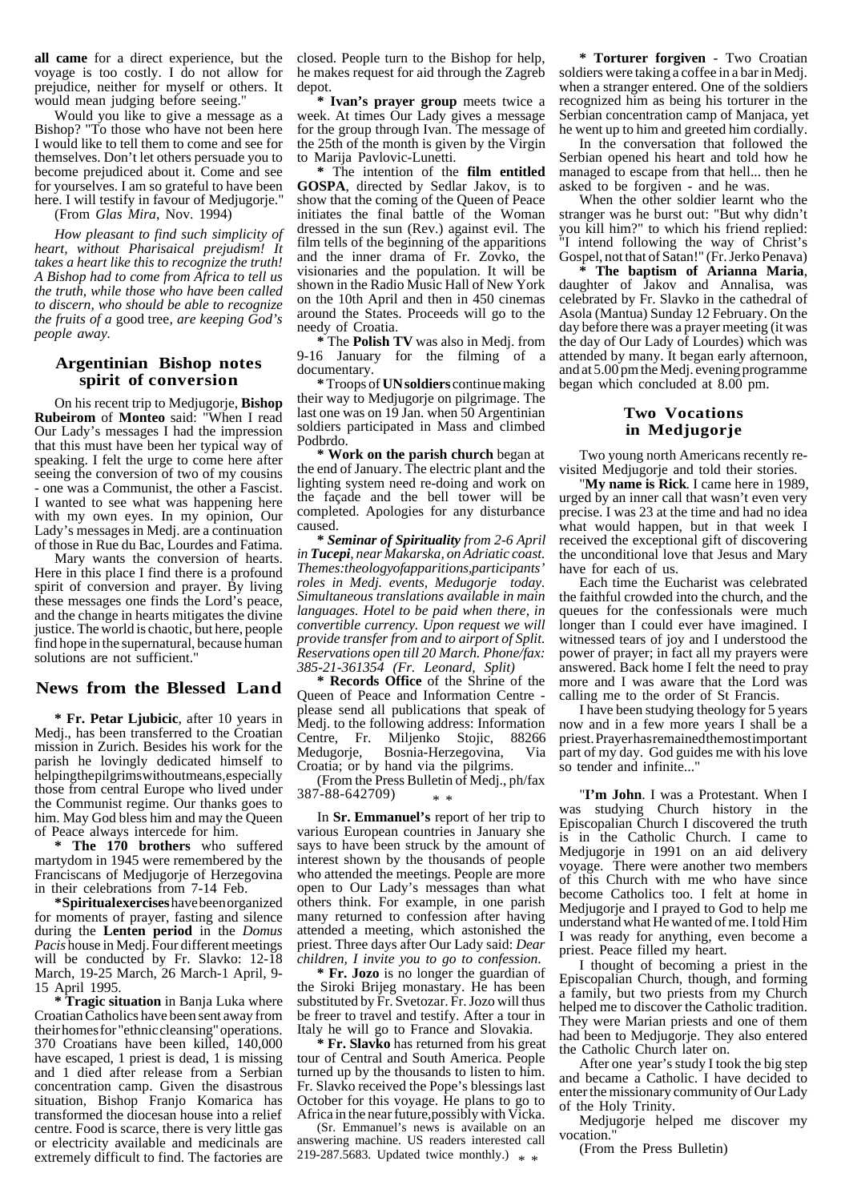**all came** for a direct experience, but the voyage is too costly. I do not allow for prejudice, neither for myself or others. It would mean judging before seeing."

Would you like to give a message as a Bishop? "To those who have not been here I would like to tell them to come and see for themselves. Don't let others persuade you to become prejudiced about it. Come and see for yourselves. I am so grateful to have been here. I will testify in favour of Medjugorje."

(From *Glas Mira*, Nov. 1994)

*How pleasant to find such simplicity of heart, without Pharisaical prejudism! It takes a heart like this to recognize the truth! A Bishop had to come from Africa to tell us the truth, while those who have been called to discern, who should be able to recognize the fruits of a* good tree*, are keeping God's people away.*

## Argentinian Bishop notes spirit of conversion

On his recent trip to Medjugorje, **Bishop Rubeirom** of **Monteo** said: "When I read Our Lady's messages I had the impression that this must have been her typical way of speaking. I felt the urge to come here after seeing the conversion of two of my cousins - one was a Communist, the other a Fascist. I wanted to see what was happening here with my own eyes. In my opinion, Our Lady's messages in Medj. are a continuation of those in Rue du Bac, Lourdes and Fatima.

Mary wants the conversion of hearts. Here in this place I find there is a profound spirit of conversion and prayer. By living these messages one finds the Lord's peace, and the change in hearts mitigates the divine justice. The world is chaotic, but here, people find hope in the supernatural, because human solutions are not sufficient."

## News from the Blessed Land

**\* Fr. Petar Ljubicic**, after 10 years in Medj., has been transferred to the Croatian mission in Zurich. Besides his work for the parish he lovingly dedicated himself to helping the pilgrims without means, especially those from central Europe who lived under the Communist regime. Our thanks goes to him. May God bless him and may the Queen of Peace always intercede for him.

**\* The 170 brothers** who suffered martydom in 1945 were remembered by the Franciscans of Medjugorje of Herzegovina in their celebrations from 7-14 Feb.

**\* Spiritual exercises** have been organized for moments of prayer, fasting and silence during the **Lenten period** in the *Domus Pacis* house in Medj. Four different meetings will be conducted by Fr. Slavko: 12-18 March, 19-25 March, 26 March-1 April, 9-15 April 1995.

**\* Tragic situation** in Banja Luka where Croatian Catholics have been sent away from their homes for "ethnic cleansing" operations. 370 Croatians have been killed, 140,000 have escaped, 1 priest is dead, 1 is missing and 1 died after release from a Serbian concentration camp. Given the disastrous situation, Bishop Franjo Komarica has transformed the diocesan house into a relief centre. Food is scarce, there is very little gas or electricity available and medicinals are extremely difficult to find. The factories are closed. People turn to the Bishop for help, he makes request for aid through the Zagreb depot.

**\* Ivan's prayer group** meets twice a week. At times Our Lady gives a message for the group through Ivan. The message of the 25th of the month is given by the Virgin to Marija Pavlovic-Lunetti.

\* The intention of the **film entitled GOSPA**, directed by Sedlar Jakov, is to show that the coming of the Queen of Peace initiates the final battle of the Woman dressed in the sun (Rev.) against evil. The film tells of the beginning of the apparitions and the inner drama of Fr. Zovko, the visionaries and the population. It will be shown in the Radio Music Hall of New York on the 10th April and then in 450 cinemas around the States. Proceeds will go to the needy of Croatia.

\* The **Polish TV** was also in Medj. from 9-16 January for the filming of a documentary.

\* Troops of **UN soldiers** continue making their way to Medjugorje on pilgrimage. The last one was on 19 Jan. when 50 Argentinian soldiers participated in Mass and climbed Podbrdo.

**\* Work on the parish church** began at the end of January. The electric plant and the lighting system need re-doing and work on the façade and the bell tower will be completed. Apologies for any disturbance caused.

***\* Seminar of Spirituality** from 2-6 April in **Tucepi**, near Makarska, on Adriatic coast. Themes: theology of apparitions, participants' roles in Medj. events, Medugorje today. Simultaneous translations available in main languages. Hotel to be paid when there, in convertible currency. Upon request we will provide transfer from and to airport of Split. Reservations open till 20 March. Phone/fax: 385-21-361354 (Fr. Leonard, Split)*

**\* Records Office** of the Shrine of the Queen of Peace and Information Centre - please send all publications that speak of Medj. to the following address: Information Centre, Fr. Miljenko Stojic, 88266 Medugorje, Bosnia-Herzegovina, Via Croatia; or by hand via the pilgrims.

(From the Press Bulletin of Medj., ph/fax 387-88-642709)

\* \*

In **Sr. Emmanuel's** report of her trip to various European countries in January she says to have been struck by the amount of interest shown by the thousands of people who attended the meetings. People are more open to Our Lady's messages than what others think. For example, in one parish many returned to confession after having attended a meeting, which astonished the priest. Three days after Our Lady said: *Dear children, I invite you to go to confession.*

**\* Fr. Jozo** is no longer the guardian of the Siroki Brijeg monastary. He has been substituted by Fr. Svetozar. Fr. Jozo will thus be freer to travel and testify. After a tour in Italy he will go to France and Slovakia.

**\* Fr. Slavko** has returned from his great tour of Central and South America. People turned up by the thousands to listen to him. Fr. Slavko received the Pope's blessings last October for this voyage. He plans to go to Africa in the near future, possibly with Vicka.

(Sr. Emmanuel's news is available on an answering machine. US readers interested call 219-287.5683. Updated twice monthly.)

\* \*

**\* Torturer forgiven** - Two Croatian soldiers were taking a coffee in a bar in Medj. when a stranger entered. One of the soldiers recognized him as being his torturer in the Serbian concentration camp of Manjaca, yet he went up to him and greeted him cordially.

In the conversation that followed the Serbian opened his heart and told how he managed to escape from that hell... then he asked to be forgiven - and he was.

When the other soldier learnt who the stranger was he burst out: "But why didn't you kill him?" to which his friend replied: "I intend following the way of Christ's Gospel, not that of Satan!" (Fr. Jerko Penava)

**\* The baptism of Arianna Maria**, daughter of Jakov and Annalisa, was celebrated by Fr. Slavko in the cathedral of Asola (Mantua) Sunday 12 February. On the day before there was a prayer meeting (it was the day of Our Lady of Lourdes) which was attended by many. It began early afternoon, and at 5.00 pm the Medj. evening programme began which concluded at 8.00 pm.

## Two Vocations in Medjugorje

Two young north Americans recently re-visited Medjugorje and told their stories.

"**My name is Rick**. I came here in 1989, urged by an inner call that wasn't even very precise. I was 23 at the time and had no idea what would happen, but in that week I received the exceptional gift of discovering the unconditional love that Jesus and Mary have for each of us.

Each time the Eucharist was celebrated the faithful crowded into the church, and the queues for the confessionals were much longer than I could ever have imagined. I witnessed tears of joy and I understood the power of prayer; in fact all my prayers were answered. Back home I felt the need to pray more and I was aware that the Lord was calling me to the order of St Francis.

I have been studying theology for 5 years now and in a few more years I shall be a priest. Prayer has remained the most important part of my day. God guides me with his love so tender and infinite..."

"**I'm John**. I was a Protestant. When I was studying Church history in the Episcopalian Church I discovered the truth is in the Catholic Church. I came to Medjugorje in 1991 on an aid delivery voyage. There were another two members of this Church with me who have since become Catholics too. I felt at home in Medjugorje and I prayed to God to help me understand what He wanted of me. I told Him I was ready for anything, even become a priest. Peace filled my heart.

I thought of becoming a priest in the Episcopalian Church, though, and forming a family, but two priests from my Church helped me to discover the Catholic tradition. They were Marian priests and one of them had been to Medjugorje. They also entered the Catholic Church later on.

After one year's study I took the big step and became a Catholic. I have decided to enter the missionary community of Our Lady of the Holy Trinity.

Medjugorje helped me discover my vocation."

(From the Press Bulletin)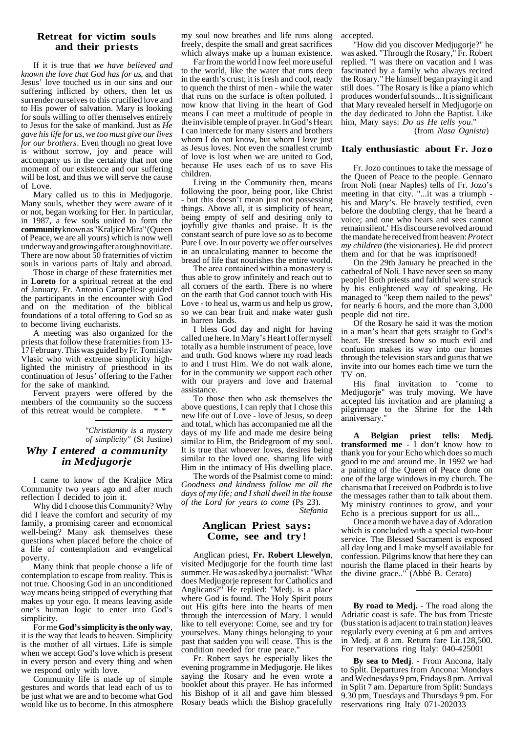## Retreat for victim souls and their priests

If it is true that *we have believed and known the love that God has for us*, and that Jesus' love touched us in our sins and our suffering inflicted by others, then let us surrender ourselves to this crucified love and to His power of salvation. Mary is looking for souls willing to offer themselves entirely to Jesus for the sake of mankind. Just as *He gave his life for us, we too must give our lives for our brothers*. Even though no great love is without sorrow, joy and peace will accompany us in the certainty that not one moment of our existence and our suffering will be lost, and thus we will serve the cause of Love.

Mary called us to this in Medjugorje. Many souls, whether they were aware of it or not, began working for Her. In particular, in 1987, a few souls united to form the **community** known as "Kraljice Mira" (Queen of Peace, we are all yours) which is now well underway and growing after a tough novitiate. There are now about 50 fraternities of victim souls in various parts of Italy and abroad.

Those in charge of these fraternities met in **Loreto** for a spiritual retreat at the end of January. Fr. Antonio Carapellese guided the participants in the encounter with God and on the meditation of the biblical foundations of a total offering to God so as to become living eucharists.

A meeting was also organized for the priests that follow these fraternities from 13-17 February. This was guided by Fr. Tomislav Vlasic who with extreme simplicity highlighted the ministry of priesthood in its continuation of Jesus' offering to the Father for the sake of mankind.

Fervent prayers were offered by the members of the community so the success of this retreat would be complete. * *

*"Christianity is a mystery of simplicity"* (St Justine)

## *Why I entered a community in Medjugorje*

I came to know of the Kraljice Mira Community two years ago and after much reflection I decided to join it.

Why did I choose this Community? Why did I leave the comfort and security of my family, a promising career and economical well-being? Many ask themselves these questions when placed before the choice of a life of contemplation and evangelical poverty.

Many think that people choose a life of contemplation to escape from reality. This is not true. Choosing God in an unconditioned way means being stripped of everything that makes up your ego. It means leaving aside one's human logic to enter into God's simplicity.

For me **God's simplicity is the only way**, it is the way that leads to heaven. Simplicity is the mother of all virtues. Life is simple when we accept God's love which is present in every person and every thing and when we respond only with love.

Community life is made up of simple gestures and words that lead each of us to be just what we are and to become what God would like us to become. In this atmosphere my soul now breathes and life runs along freely, despite the small and great sacrifices which always make up a human existence.

Far from the world I now feel more useful to the world, like the water that runs deep in the earth's crust; it is fresh and cool, ready to quench the thirst of men - while the water that runs on the surface is often polluted. I now know that living in the heart of God means I can meet a multitude of people in the invisible temple of prayer. In God's Heart I can intercede for many sisters and brothers whom I do not know, but whom I love just as Jesus loves. Not even the smallest crumb of love is lost when we are united to God, because He uses each of us to save His children.

Living in the Community then, means following the poor, being poor, like Christ - but this doesn't mean just not possessing things. Above all, it is simplicity of heart, being empty of self and desiring only to joyfully give thanks and praise. It is the constant search of pure love so as to become Pure Love. In our poverty we offer ourselves in an uncalculating manner to become the bread of life that nourishes the entire world.

The area contained within a monastery is thus able to grow infinitely and reach out to all corners of the earth. There is no where on the earth that God cannot touch with His Love - to heal us, warm us and help us grow, so we can bear fruit and make water gush in barren lands.

I bless God day and night for having called me here. In Mary's Heart I offer myself totally as a humble instrument of peace, love and truth. God knows where my road leads to and I trust Him. We do not walk alone, for in the community we support each other with our prayers and love and fraternal assistance.

To those then who ask themselves the above questions, I can reply that I chose this new life out of Love - love of Jesus, so deep and total, which has accompanied me all the days of my life and made me desire being similar to Him, the Bridegroom of my soul. It is true that whoever loves, desires being similar to the loved one, sharing life with Him in the intimacy of His dwelling place.

The words of the Psalmist come to mind: *Goodness and kindness follow me all the days of my life; and I shall dwell in the house of the Lord for years to come* (Ps 23).

*Stefania*

## Anglican Priest says: Come, see and try!

Anglican priest, **Fr. Robert Llewelyn**, visited Medjugorje for the fourth time last summer. He was asked by a journalist: "What does Medjugorje represent for Catholics and Anglicans?" He replied: "Medj. is a place where God is found. The Holy Spirit pours out His gifts here into the hearts of men through the intercession of Mary. I would like to tell everyone: Come, see and try for yourselves. Many things belonging to your past that sadden you will cease. This is the condition needed for true peace."

Fr. Robert says he especially likes the evening programme in Medjugorje. He likes saying the Rosary and he even wrote a booklet about this prayer. He has informed his Bishop of it all and gave him blessed Rosary beads which the Bishop gracefully accepted.

"How did you discover Medjugorje?" he was asked. "Through the Rosary," Fr. Robert replied. "I was there on vacation and I was fascinated by a family who always recited the Rosary." He himself began praying it and still does. "The Rosary is like a piano which produces wonderful sounds... It is significant that Mary revealed herself in Medjugorje on the day dedicated to John the Baptist. Like him, Mary says: *Do as He tells you*."

(from *Nasa Ognista*)

## Italy enthusiastic about Fr. Jozo

Fr. Jozo continues to take the message of the Queen of Peace to the people. Gennaro from Noli (near Naples) tells of Fr. Jozo's meeting in that city. "...it was a triumph - his and Mary's. He bravely testified, even before the doubting clergy, that he 'heard a voice; and one who hears and sees cannot remain silent.' His discourse revolved around the mandate he received from heaven: *Protect my children* (the visionaries). He did protect them and for that he was imprisoned!

On the 29th January he preached in the cathedral of Noli. I have never seen so many people! Both priests and faithful were struck by his enlightened way of speaking. He managed to "keep them nailed to the pews" for nearly 6 hours, and the more than 3,000 people did not tire.

Of the Rosary he said it was the motion in a man's heart that gets straight to God's heart. He stressed how so much evil and confusion makes its way into our homes through the television stars and gurus that we invite into our homes each time we turn the TV on.

His final invitation to "come to Medjugorje" was truly moving. We have accepted his invitation and are planning a pilgrimage to the Shrine for the 14th anniversary."

**A Belgian priest tells: Medj. transformed me** - I don't know how to thank you for your Echo which does so much good to me and around me. In 1992 we had a painting of the Queen of Peace done on one of the large windows in my church. The charisma that I received on Podbrdo is to live the messages rather than to talk about them. My ministry continues to grow, and your Echo is a precious support for us all...

Once a month we have a day of Adoration which is concluded with a special two-hour service. The Blessed Sacrament is exposed all day long and I make myself available for confession. Pilgrims know that here they can nourish the flame placed in their hearts by the divine grace.." (Abbé B. Cerato)

---

**By road to Medj.** - The road along the Adriatic coast is safe. The bus from Trieste (bus station is adjacent to train station) leaves regularly every evening at 6 pm and arrives in Medj. at 8 am. Return fare Lit.128,500. For reservations ring Italy: 040-425001

**By sea to Medj**. - From Ancona, Italy to Split. Departures from Ancona: Mondays and Wednesdays 9 pm, Fridays 8 pm. Arrival in Split 7 am. Departure from Split: Sundays 9.30 pm, Tuesdays and Thursdays 9 pm. For reservations ring Italy 071-202033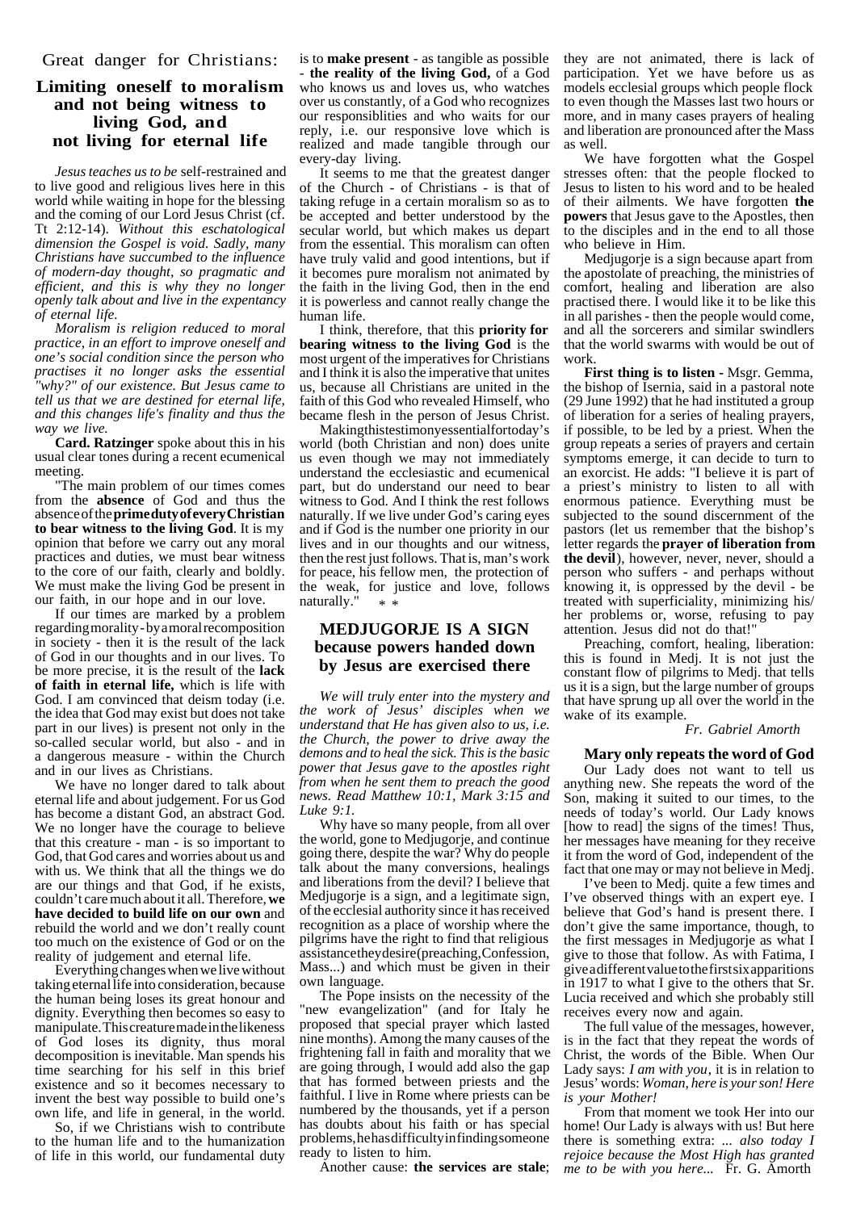Great danger for Christians:

## Limiting oneself to moralism and not being witness to living God, and not living for eternal life

*Jesus teaches us to be* self-restrained and to live good and religious lives here in this world while waiting in hope for the blessing and the coming of our Lord Jesus Christ (cf. Tt 2:12-14). *Without this eschatological dimension the Gospel is void. Sadly, many Christians have succumbed to the influence of modern-day thought, so pragmatic and efficient, and this is why they no longer openly talk about and live in the expentancy of eternal life.*

*Moralism is religion reduced to moral practice, in an effort to improve oneself and one's social condition since the person who practises it no longer asks the essential "why?" of our existence. But Jesus came to tell us that we are destined for eternal life, and this changes life's finality and thus the way we live.*

**Card. Ratzinger** spoke about this in his usual clear tones during a recent ecumenical meeting.

"The main problem of our times comes from the **absence** of God and thus the absence of the **prime duty of every Christian to bear witness to the living God**. It is my opinion that before we carry out any moral practices and duties, we must bear witness to the core of our faith, clearly and boldly. We must make the living God be present in our faith, in our hope and in our love.

If our times are marked by a problem regarding morality - by a moral recomposition in society - then it is the result of the lack of God in our thoughts and in our lives. To be more precise, it is the result of the **lack of faith in eternal life,** which is life with God. I am convinced that deism today (i.e. the idea that God may exist but does not take part in our lives) is present not only in the so-called secular world, but also - and in a dangerous measure - within the Church and in our lives as Christians.

We have no longer dared to talk about eternal life and about judgement. For us God has become a distant God, an abstract God. We no longer have the courage to believe that this creature - man - is so important to God, that God cares and worries about us and with us. We think that all the things we do are our things and that God, if he exists, couldn't care much about it all. Therefore, **we have decided to build life on our own** and rebuild the world and we don't really count too much on the existence of God or on the reality of judgement and eternal life.

Everything changes when we live without taking eternal life into consideration, because the human being loses its great honour and dignity. Everything then becomes so easy to manipulate. This creature made in the likeness of God loses its dignity, thus moral decomposition is inevitable. Man spends his time searching for his self in this brief existence and so it becomes necessary to invent the best way possible to build one's own life, and life in general, in the world.

So, if we Christians wish to contribute to the human life and to the humanization of life in this world, our fundamental duty is to **make present** - as tangible as possible - **the reality of the living God,** of a God who knows us and loves us, who watches over us constantly, of a God who recognizes our responsiblities and who waits for our reply, i.e. our responsive love which is realized and made tangible through our every-day living.

It seems to me that the greatest danger of the Church - of Christians - is that of taking refuge in a certain moralism so as to be accepted and better understood by the secular world, but which makes us depart from the essential. This moralism can often have truly valid and good intentions, but if it becomes pure moralism not animated by the faith in the living God, then in the end it is powerless and cannot really change the human life.

I think, therefore, that this **priority for bearing witness to the living God** is the most urgent of the imperatives for Christians and I think it is also the imperative that unites us, because all Christians are united in the faith of this God who revealed Himself, who became flesh in the person of Jesus Christ.

Making this testimony essential for today's world (both Christian and non) does unite us even though we may not immediately understand the ecclesiastic and ecumenical part, but do understand our need to bear witness to God. And I think the rest follows naturally. If we live under God's caring eyes and if God is the number one priority in our lives and in our thoughts and our witness, then the rest just follows. That is, man's work for peace, his fellow men, the protection of the weak, for justice and love, follows naturally." * *

## MEDJUGORJE IS A SIGN because powers handed down by Jesus are exercised there

*We will truly enter into the mystery and the work of Jesus' disciples when we understand that He has given also to us, i.e. the Church, the power to drive away the demons and to heal the sick. This is the basic power that Jesus gave to the apostles right from when he sent them to preach the good news. Read Matthew 10:1, Mark 3:15 and Luke 9:1.*

Why have so many people, from all over the world, gone to Medjugorje, and continue going there, despite the war? Why do people talk about the many conversions, healings and liberations from the devil? I believe that Medjugorje is a sign, and a legitimate sign, of the ecclesial authority since it has received recognition as a place of worship where the pilgrims have the right to find that religious assistance they desire (preaching, Confession, Mass...) and which must be given in their own language.

The Pope insists on the necessity of the "new evangelization" (and for Italy he proposed that special prayer which lasted nine months). Among the many causes of the frightening fall in faith and morality that we are going through, I would add also the gap that has formed between priests and the faithful. I live in Rome where priests can be numbered by the thousands, yet if a person has doubts about his faith or has special problems, he has difficulty in finding someone ready to listen to him.

Another cause: **the services are stale**; they are not animated, there is lack of participation. Yet we have before us as models ecclesial groups which people flock to even though the Masses last two hours or more, and in many cases prayers of healing and liberation are pronounced after the Mass as well.

We have forgotten what the Gospel stresses often: that the people flocked to Jesus to listen to his word and to be healed of their ailments. We have forgotten **the powers** that Jesus gave to the Apostles, then to the disciples and in the end to all those who believe in Him.

Medjugorje is a sign because apart from the apostolate of preaching, the ministries of comfort, healing and liberation are also practised there. I would like it to be like this in all parishes - then the people would come, and all the sorcerers and similar swindlers that the world swarms with would be out of work.

**First thing is to listen -** Msgr. Gemma, the bishop of Isernia, said in a pastoral note (29 June 1992) that he had instituted a group of liberation for a series of healing prayers, if possible, to be led by a priest. When the group repeats a series of prayers and certain symptoms emerge, it can decide to turn to an exorcist. He adds: "I believe it is part of a priest's ministry to listen to all with enormous patience. Everything must be subjected to the sound discernment of the pastors (let us remember that the bishop's letter regards the **prayer of liberation from the devil**), however, never, never, should a person who suffers - and perhaps without knowing it, is oppressed by the devil - be treated with superficiality, minimizing his/her problems or, worse, refusing to pay attention. Jesus did not do that!"

Preaching, comfort, healing, liberation: this is found in Medj. It is not just the constant flow of pilgrims to Medj. that tells us it is a sign, but the large number of groups that have sprung up all over the world in the wake of its example.

*Fr. Gabriel Amorth*

### Mary only repeats the word of God

Our Lady does not want to tell us anything new. She repeats the word of the Son, making it suited to our times, to the needs of today's world. Our Lady knows [how to read] the signs of the times! Thus, her messages have meaning for they receive it from the word of God, independent of the fact that one may or may not believe in Medj.

I've been to Medj. quite a few times and I've observed things with an expert eye. I believe that God's hand is present there. I don't give the same importance, though, to the first messages in Medjugorje as what I give to those that follow. As with Fatima, I give a different value to the first six apparitions in 1917 to what I give to the others that Sr. Lucia received and which she probably still receives every now and again.

The full value of the messages, however, is in the fact that they repeat the words of Christ, the words of the Bible. When Our Lady says: *I am with you*, it is in relation to Jesus' words: *Woman, here is your son! Here is your Mother!*

From that moment we took Her into our home! Our Lady is always with us! But here there is something extra: *... also today I rejoice because the Most High has granted me to be with you here...* Fr. G. Amorth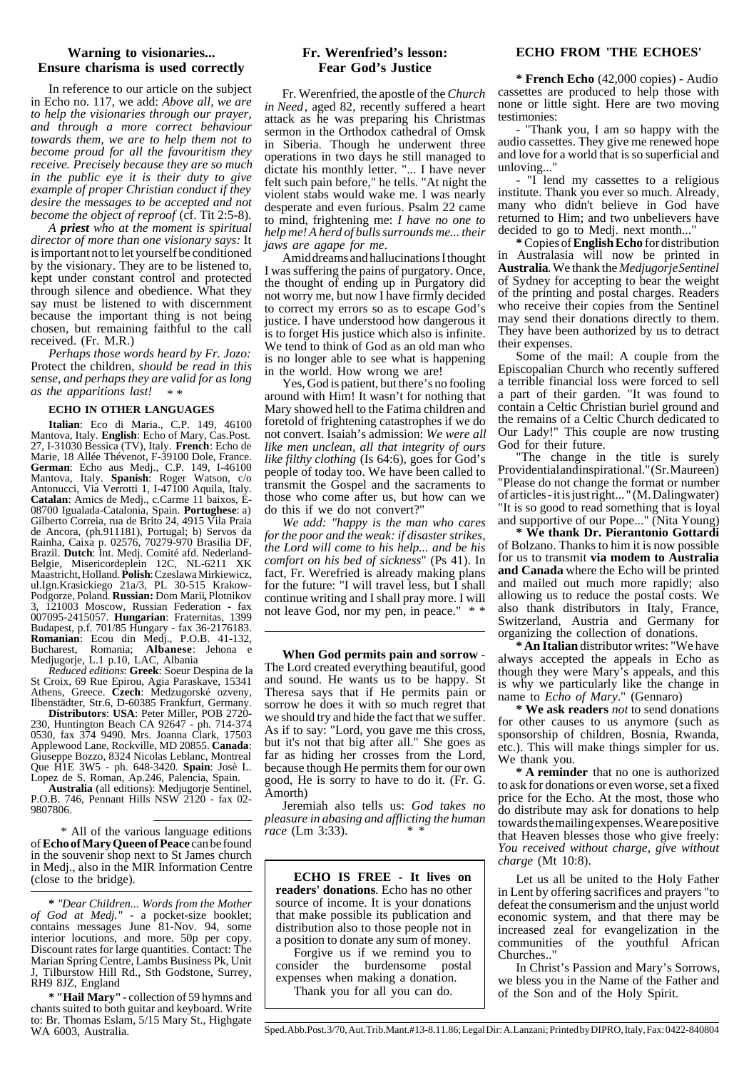## Warning to visionaries... Ensure charisma is used correctly

In reference to our article on the subject in Echo no. 117, we add: *Above all, we are to help the visionaries through our prayer, and through a more correct behaviour towards them, we are to help them not to become proud for all the favouritism they receive. Precisely because they are so much in the public eye it is their duty to give example of proper Christian conduct if they desire the messages to be accepted and not become the object of reproof* (cf. Tit 2:5-8).

*A* ***priest*** *who at the moment is spiritual director of more than one visionary says:* It is important not to let yourself be conditioned by the visionary. They are to be listened to, kept under constant control and protected through silence and obedience. What they say must be listened to with discernment because the important thing is not being chosen, but remaining faithful to the call received. (Fr. M.R.)

*Perhaps those words heard by Fr. Jozo:* Protect the children, *should be read in this sense, and perhaps they are valid for as long as the apparitions last!* * *

### ECHO IN OTHER LANGUAGES

**Italian**: Eco di Maria., C.P. 149, 46100 Mantova, Italy. **English**: Echo of Mary, Cas.Post. 27, I-31030 Bessica (TV), Italy. **French**: Echo de Marie, 18 Allée Thévenot, F-39100 Dole, France. **German**: Echo aus Medj., C.P. 149, I-46100 Mantova, Italy. **Spanish**: Roger Watson, c/o Antonucci, Via Verrotti 1, I-47100 Aquila, Italy. **Catalan**: Amics de Medj., c.Carme 11 baixos, E-08700 Igualada-Catalonia, Spain. **Portughese**: a) Gilberto Correia, rua de Brito 24, 4915 Vila Praia de Ancora, (ph.911181), Portugal; b) Servos da Rainha, Caixa p. 02576, 70279-970 Brasilia DF, Brazil. **Dutch**: Int. Medj. Comité afd. Nederland-Belgie, Misericordeplein 12C, NL-6211 XK Maastricht, Holland. **Polish**: Czeslawa Mirkiewicz, ul.Ign.Krasickiego 21a/3, PL 30-515 Krakow-Podgorze, Poland. **Russian:** Dom Marii, Plotnikov 3, 121003 Moscow, Russian Federation - fax 007095-2415057. **Hungarian**: Fraternitas, 1399 Budapest, p.f. 701/85 Hungary - fax 36-2176183. **Romanian**: Ecou din Medj., P.O.B. 41-132, Bucharest, Romania; **Albanese**: Jehona e Medjugorje, L.1 p.10, LAC, Albania

*Reduced editions*: **Greek**: Soeur Despina de la St Croix, 69 Rue Epirou, Agia Paraskave, 15341 Athens, Greece. **Czech**: Medzugorské ozveny, Ilbenstädter, Str.6, D-60385 Frankfurt, Germany.

**Distributors**: **USA**: Peter Miller, POB 2720-230, Huntington Beach CA 92647 - ph. 714-374 0530, fax 374 9490. Mrs. Joanna Clark, 17503 Applewood Lane, Rockville, MD 20855. **Canada**: Giuseppe Bozzo, 8324 Nicolas Leblanc, Montreal Que H1E 3W5 - ph. 648-3420. **Spain**: Josè L. Lopez de S. Roman, Ap.246, Palencia, Spain.

**Australia** (all editions): Medjugorje Sentinel, P.O.B. 746, Pennant Hills NSW 2120 - fax 02-9807806.

* All of the various language editions of **Echo of Mary Queen of Peace** can be found in the souvenir shop next to St James church in Medj., also in the MIR Information Centre (close to the bridge).

**\*** *"Dear Children... Words from the Mother of God at Medj."* - a pocket-size booklet; contains messages June 81-Nov. 94, some interior locutions, and more. 50p per copy. Discount rates for large quantities. Contact: The Marian Spring Centre, Lambs Business Pk, Unit J, Tilburstow Hill Rd., Sth Godstone, Surrey, RH9 8JZ, England

**\* "Hail Mary"** - collection of 59 hymns and chants suited to both guitar and keyboard. Write to: Br. Thomas Eslam, 5/15 Mary St., Highgate WA 6003, Australia.

## Fr. Werenfried's lesson: Fear God's Justice

Fr. Werenfried, the apostle of the *Church in Need*, aged 82, recently suffered a heart attack as he was preparing his Christmas sermon in the Orthodox cathedral of Omsk in Siberia. Though he underwent three operations in two days he still managed to dictate his monthly letter. "... I have never felt such pain before," he tells. "At night the violent stabs would wake me. I was nearly desperate and even furious. Psalm 22 came to mind, frightening me: *I have no one to help me! A herd of bulls surrounds me... their jaws are agape for me*.

Amid dreams and hallucinations I thought I was suffering the pains of purgatory. Once, the thought of ending up in Purgatory did not worry me, but now I have firmly decided to correct my errors so as to escape God's justice. I have understood how dangerous it is to forget His justice which also is infinite. We tend to think of God as an old man who is no longer able to see what is happening in the world. How wrong we are!

Yes, God is patient, but there's no fooling around with Him! It wasn't for nothing that Mary showed hell to the Fatima children and foretold of frightening catastrophes if we do not convert. Isaiah's admission: *We were all like men unclean, all that integrity of ours like filthy clothing* (Is 64:6), goes for God's people of today too. We have been called to transmit the Gospel and the sacraments to those who come after us, but how can we do this if we do not convert?"

*We add: "happy is the man who cares for the poor and the weak: if disaster strikes, the Lord will come to his help... and be his comfort on his bed of sickness*" (Ps 41). In fact, Fr. Werefried is already making plans for the future: "I will travel less, but I shall continue writing and I shall pray more. I will not leave God, nor my pen, in peace." * *

**When God permits pain and sorrow** - The Lord created everything beautiful, good and sound. He wants us to be happy. St Theresa says that if He permits pain or sorrow he does it with so much regret that we should try and hide the fact that we suffer. As if to say: "Lord, you gave me this cross, but it's not that big after all." She goes as far as hiding her crosses from the Lord, because though He permits them for our own good, He is sorry to have to do it. (Fr. G. Amorth)

Jeremiah also tells us: *God takes no pleasure in abasing and afflicting the human race* (Lm 3:33). * *

**ECHO IS FREE - It lives on readers' donations**. Echo has no other source of income. It is your donations that make possible its publication and distribution also to those people not in a position to donate any sum of money.

Forgive us if we remind you to consider the burdensome postal expenses when making a donation.

Thank you for all you can do.

## ECHO FROM 'THE ECHOES'

**\* French Echo** (42,000 copies) - Audio cassettes are produced to help those with none or little sight. Here are two moving testimonies:

- "Thank you, I am so happy with the audio cassettes. They give me renewed hope and love for a world that is so superficial and unloving..."

- "I lend my cassettes to a religious institute. Thank you ever so much. Already, many who didn't believe in God have returned to Him; and two unbelievers have decided to go to Medj. next month..."

**\*** Copies of **English Echo** for distribution in Australasia will now be printed in **Australia**. We thank the *Medjugorje Sentinel* of Sydney for accepting to bear the weight of the printing and postal charges. Readers who receive their copies from the Sentinel may send their donations directly to them. They have been authorized by us to detract their expenses.

Some of the mail: A couple from the Episcopalian Church who recently suffered a terrible financial loss were forced to sell a part of their garden. "It was found to contain a Celtic Christian buriel ground and the remains of a Celtic Church dedicated to Our Lady!" This couple are now trusting God for their future.

"The change in the title is surely Providential and inspirational." (Sr. Maureen) "Please do not change the format or number of articles - it is just right..." (M. Dalingwater) "It is so good to read something that is loyal and supportive of our Pope..." (Nita Young)

**\* We thank Dr. Pierantonio Gottardi** of Bolzano. Thanks to him it is now possible for us to transmit **via modem to Australia and Canada** where the Echo will be printed and mailed out much more rapidly; also allowing us to reduce the postal costs. We also thank distributors in Italy, France, Switzerland, Austria and Germany for organizing the collection of donations.

**\* An Italian** distributor writes: "We have always accepted the appeals in Echo as though they were Mary's appeals, and this is why we particularly like the change in name to *Echo of Mary*." (Gennaro)

**\* We ask readers** *not* to send donations for other causes to us anymore (such as sponsorship of children, Bosnia, Rwanda, etc.). This will make things simpler for us. We thank you.

**\* A reminder** that no one is authorized to ask for donations or even worse, set a fixed price for the Echo. At the most, those who do distribute may ask for donations to help towards the mailing expenses. We are positive that Heaven blesses those who give freely: *You received without charge, give without charge* (Mt 10:8).

Let us all be united to the Holy Father in Lent by offering sacrifices and prayers "to defeat the consumerism and the unjust world economic system, and that there may be increased zeal for evangelization in the communities of the youthful African Churches.."

In Christ's Passion and Mary's Sorrows, we bless you in the Name of the Father and of the Son and of the Holy Spirit.

Sped.Abb.Post.3/70, Aut.Trib.Mant.#13-8.11.86; Legal Dir: A.Lanzani; Printed by DIPRO, Italy, Fax: 0422-840804